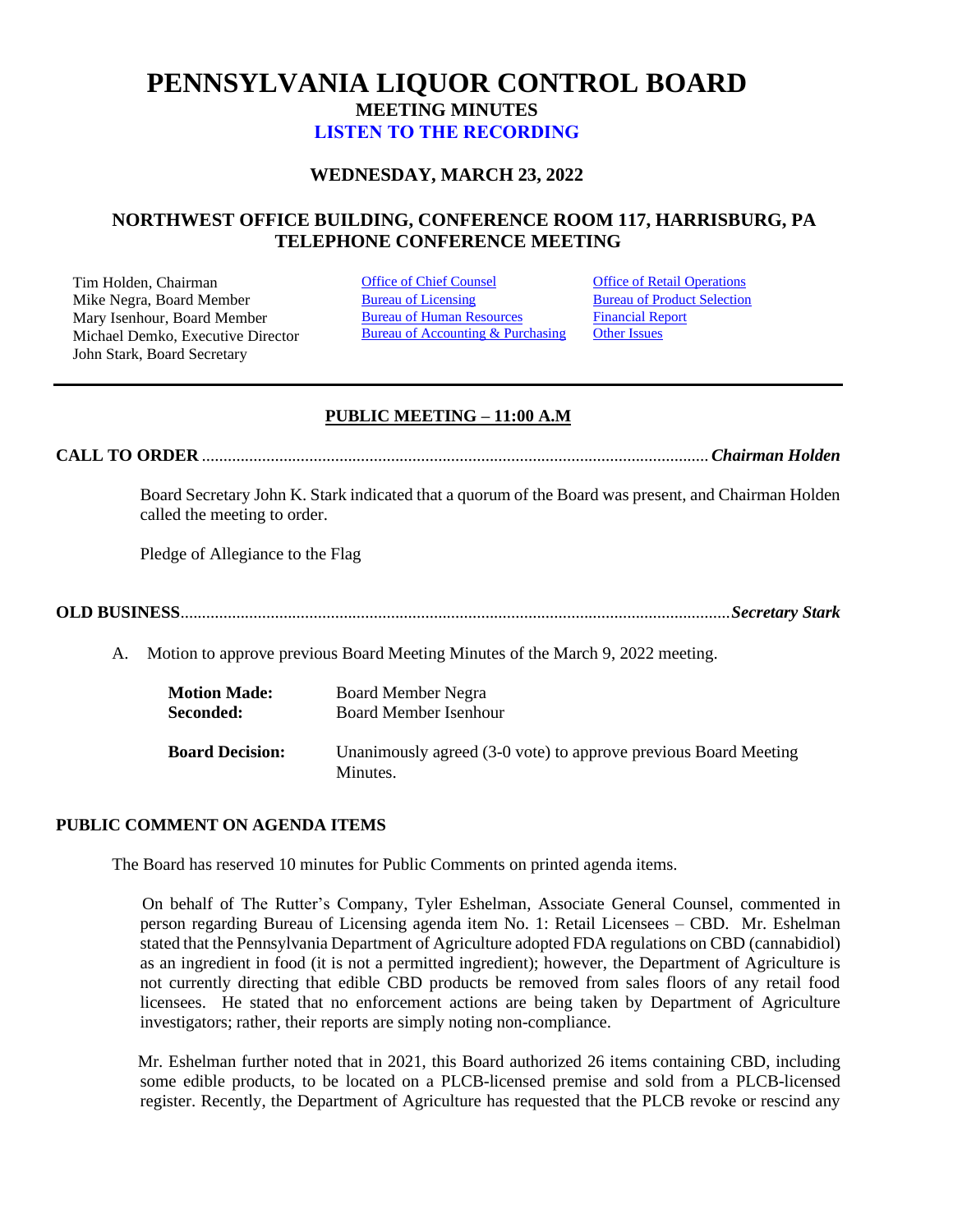# PENNSYLVANIA LIQUOR CONTROL BOARD

## MEETING MINUTES

## LISTEN TO THE RECORDING

### WEDNESDAY, MARCH 23, 2022

### NORTHWEST OFFICE BUILDING, CONFERENCE ROOM 117, HARRISBURG, PA
### TELEPHONE CONFERENCE MEETING

Tim Holden, Chairman
Mike Negra, Board Member
Mary Isenhour, Board Member
Michael Demko, Executive Director
John Stark, Board Secretary

Office of Chief Counsel
Bureau of Licensing
Bureau of Human Resources
Bureau of Accounting & Purchasing

Office of Retail Operations
Bureau of Product Selection
Financial Report
Other Issues

---

**PUBLIC MEETING – 11:00 A.M**

**CALL TO ORDER**............................................................................................................*Chairman Holden*

Board Secretary John K. Stark indicated that a quorum of the Board was present, and Chairman Holden called the meeting to order.

Pledge of Allegiance to the Flag

**OLD BUSINESS**...............................................................................................................*Secretary Stark*

A. Motion to approve previous Board Meeting Minutes of the March 9, 2022 meeting.

| | |
|---|---|
| **Motion Made:** | Board Member Negra |
| **Seconded:** | Board Member Isenhour |
| **Board Decision:** | Unanimously agreed (3-0 vote) to approve previous Board Meeting Minutes. |

**PUBLIC COMMENT ON AGENDA ITEMS**

The Board has reserved 10 minutes for Public Comments on printed agenda items.

On behalf of The Rutter's Company, Tyler Eshelman, Associate General Counsel, commented in person regarding Bureau of Licensing agenda item No. 1: Retail Licensees – CBD. Mr. Eshelman stated that the Pennsylvania Department of Agriculture adopted FDA regulations on CBD (cannabidiol) as an ingredient in food (it is not a permitted ingredient); however, the Department of Agriculture is not currently directing that edible CBD products be removed from sales floors of any retail food licensees. He stated that no enforcement actions are being taken by Department of Agriculture investigators; rather, their reports are simply noting non-compliance.

Mr. Eshelman further noted that in 2021, this Board authorized 26 items containing CBD, including some edible products, to be located on a PLCB-licensed premise and sold from a PLCB-licensed register. Recently, the Department of Agriculture has requested that the PLCB revoke or rescind any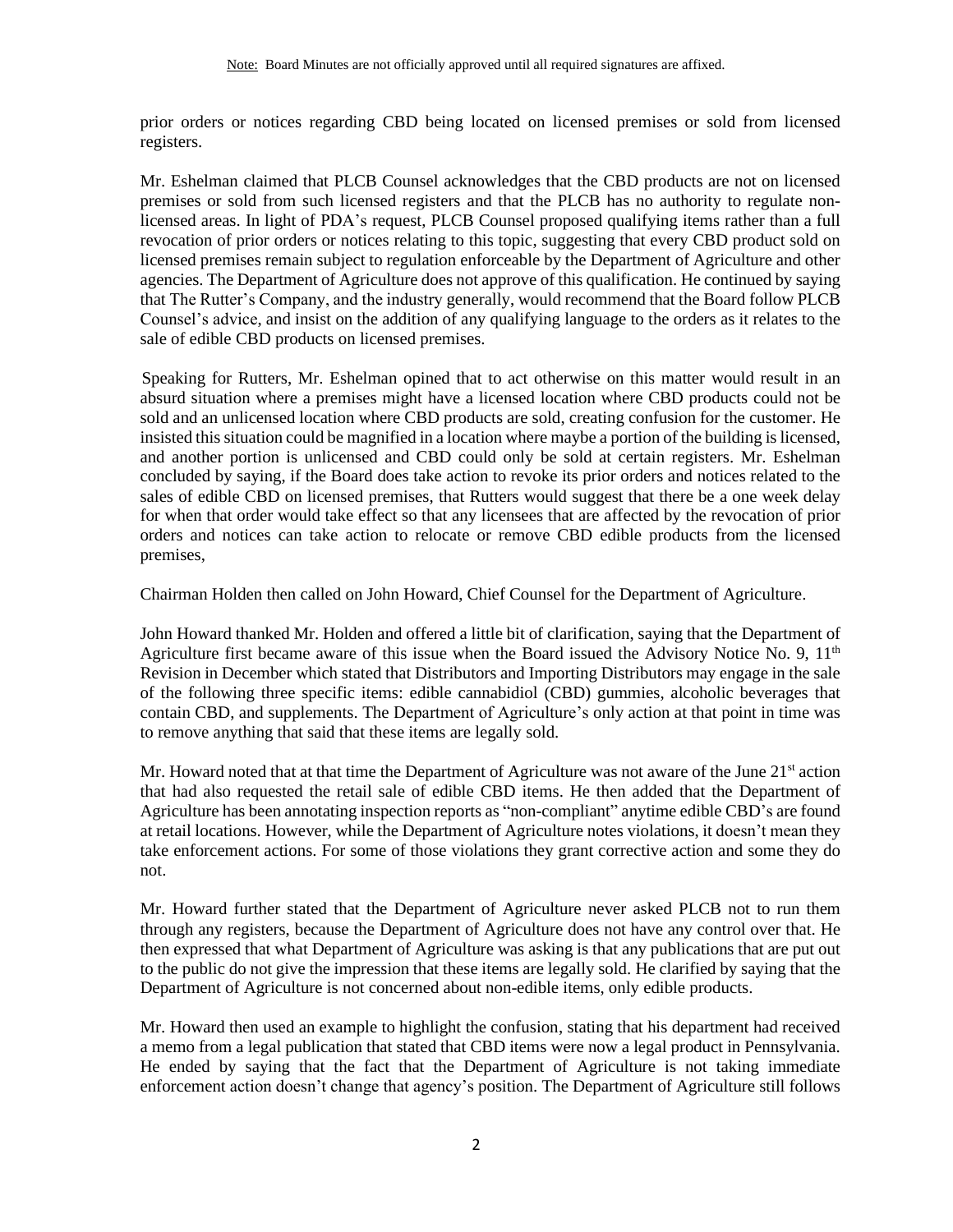prior orders or notices regarding CBD being located on licensed premises or sold from licensed registers.

Mr. Eshelman claimed that PLCB Counsel acknowledges that the CBD products are not on licensed premises or sold from such licensed registers and that the PLCB has no authority to regulate non-licensed areas. In light of PDA's request, PLCB Counsel proposed qualifying items rather than a full revocation of prior orders or notices relating to this topic, suggesting that every CBD product sold on licensed premises remain subject to regulation enforceable by the Department of Agriculture and other agencies. The Department of Agriculture does not approve of this qualification. He continued by saying that The Rutter's Company, and the industry generally, would recommend that the Board follow PLCB Counsel's advice, and insist on the addition of any qualifying language to the orders as it relates to the sale of edible CBD products on licensed premises.

Speaking for Rutters, Mr. Eshelman opined that to act otherwise on this matter would result in an absurd situation where a premises might have a licensed location where CBD products could not be sold and an unlicensed location where CBD products are sold, creating confusion for the customer. He insisted this situation could be magnified in a location where maybe a portion of the building is licensed, and another portion is unlicensed and CBD could only be sold at certain registers. Mr. Eshelman concluded by saying, if the Board does take action to revoke its prior orders and notices related to the sales of edible CBD on licensed premises, that Rutters would suggest that there be a one week delay for when that order would take effect so that any licensees that are affected by the revocation of prior orders and notices can take action to relocate or remove CBD edible products from the licensed premises,

Chairman Holden then called on John Howard, Chief Counsel for the Department of Agriculture.

John Howard thanked Mr. Holden and offered a little bit of clarification, saying that the Department of Agriculture first became aware of this issue when the Board issued the Advisory Notice No. 9, 11th Revision in December which stated that Distributors and Importing Distributors may engage in the sale of the following three specific items: edible cannabidiol (CBD) gummies, alcoholic beverages that contain CBD, and supplements. The Department of Agriculture's only action at that point in time was to remove anything that said that these items are legally sold.

Mr. Howard noted that at that time the Department of Agriculture was not aware of the June 21st action that had also requested the retail sale of edible CBD items. He then added that the Department of Agriculture has been annotating inspection reports as "non-compliant" anytime edible CBD's are found at retail locations. However, while the Department of Agriculture notes violations, it doesn't mean they take enforcement actions. For some of those violations they grant corrective action and some they do not.

Mr. Howard further stated that the Department of Agriculture never asked PLCB not to run them through any registers, because the Department of Agriculture does not have any control over that. He then expressed that what Department of Agriculture was asking is that any publications that are put out to the public do not give the impression that these items are legally sold. He clarified by saying that the Department of Agriculture is not concerned about non-edible items, only edible products.

Mr. Howard then used an example to highlight the confusion, stating that his department had received a memo from a legal publication that stated that CBD items were now a legal product in Pennsylvania. He ended by saying that the fact that the Department of Agriculture is not taking immediate enforcement action doesn't change that agency's position. The Department of Agriculture still follows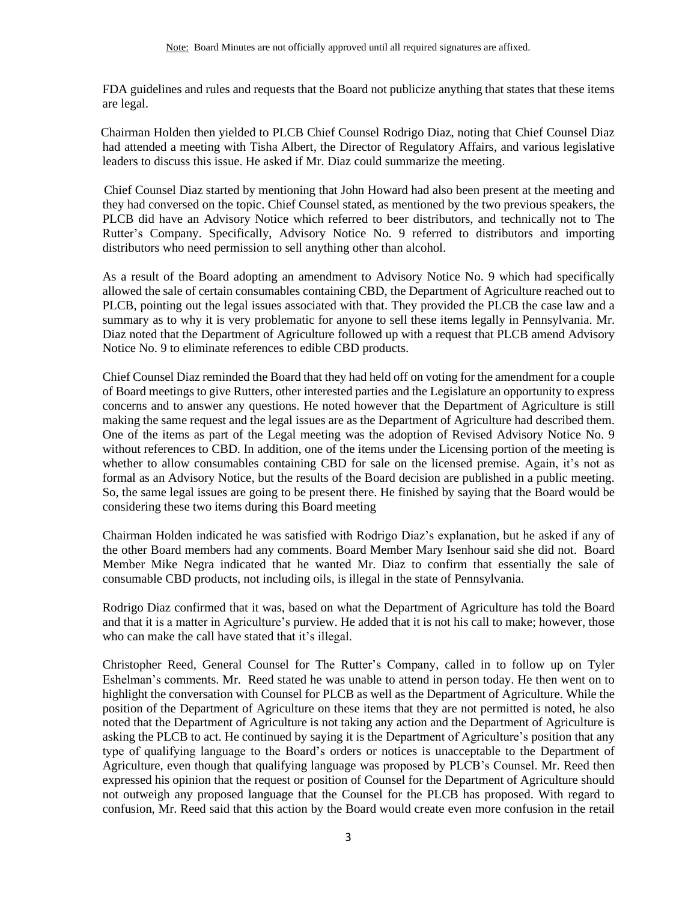FDA guidelines and rules and requests that the Board not publicize anything that states that these items are legal.

Chairman Holden then yielded to PLCB Chief Counsel Rodrigo Diaz, noting that Chief Counsel Diaz had attended a meeting with Tisha Albert, the Director of Regulatory Affairs, and various legislative leaders to discuss this issue. He asked if Mr. Diaz could summarize the meeting.

Chief Counsel Diaz started by mentioning that John Howard had also been present at the meeting and they had conversed on the topic. Chief Counsel stated, as mentioned by the two previous speakers, the PLCB did have an Advisory Notice which referred to beer distributors, and technically not to The Rutter's Company. Specifically, Advisory Notice No. 9 referred to distributors and importing distributors who need permission to sell anything other than alcohol.

As a result of the Board adopting an amendment to Advisory Notice No. 9 which had specifically allowed the sale of certain consumables containing CBD, the Department of Agriculture reached out to PLCB, pointing out the legal issues associated with that. They provided the PLCB the case law and a summary as to why it is very problematic for anyone to sell these items legally in Pennsylvania. Mr. Diaz noted that the Department of Agriculture followed up with a request that PLCB amend Advisory Notice No. 9 to eliminate references to edible CBD products.

Chief Counsel Diaz reminded the Board that they had held off on voting for the amendment for a couple of Board meetings to give Rutters, other interested parties and the Legislature an opportunity to express concerns and to answer any questions. He noted however that the Department of Agriculture is still making the same request and the legal issues are as the Department of Agriculture had described them. One of the items as part of the Legal meeting was the adoption of Revised Advisory Notice No. 9 without references to CBD. In addition, one of the items under the Licensing portion of the meeting is whether to allow consumables containing CBD for sale on the licensed premise. Again, it's not as formal as an Advisory Notice, but the results of the Board decision are published in a public meeting. So, the same legal issues are going to be present there. He finished by saying that the Board would be considering these two items during this Board meeting

Chairman Holden indicated he was satisfied with Rodrigo Diaz's explanation, but he asked if any of the other Board members had any comments. Board Member Mary Isenhour said she did not. Board Member Mike Negra indicated that he wanted Mr. Diaz to confirm that essentially the sale of consumable CBD products, not including oils, is illegal in the state of Pennsylvania.

Rodrigo Diaz confirmed that it was, based on what the Department of Agriculture has told the Board and that it is a matter in Agriculture's purview. He added that it is not his call to make; however, those who can make the call have stated that it's illegal.

Christopher Reed, General Counsel for The Rutter's Company, called in to follow up on Tyler Eshelman's comments. Mr. Reed stated he was unable to attend in person today. He then went on to highlight the conversation with Counsel for PLCB as well as the Department of Agriculture. While the position of the Department of Agriculture on these items that they are not permitted is noted, he also noted that the Department of Agriculture is not taking any action and the Department of Agriculture is asking the PLCB to act. He continued by saying it is the Department of Agriculture's position that any type of qualifying language to the Board's orders or notices is unacceptable to the Department of Agriculture, even though that qualifying language was proposed by PLCB's Counsel. Mr. Reed then expressed his opinion that the request or position of Counsel for the Department of Agriculture should not outweigh any proposed language that the Counsel for the PLCB has proposed. With regard to confusion, Mr. Reed said that this action by the Board would create even more confusion in the retail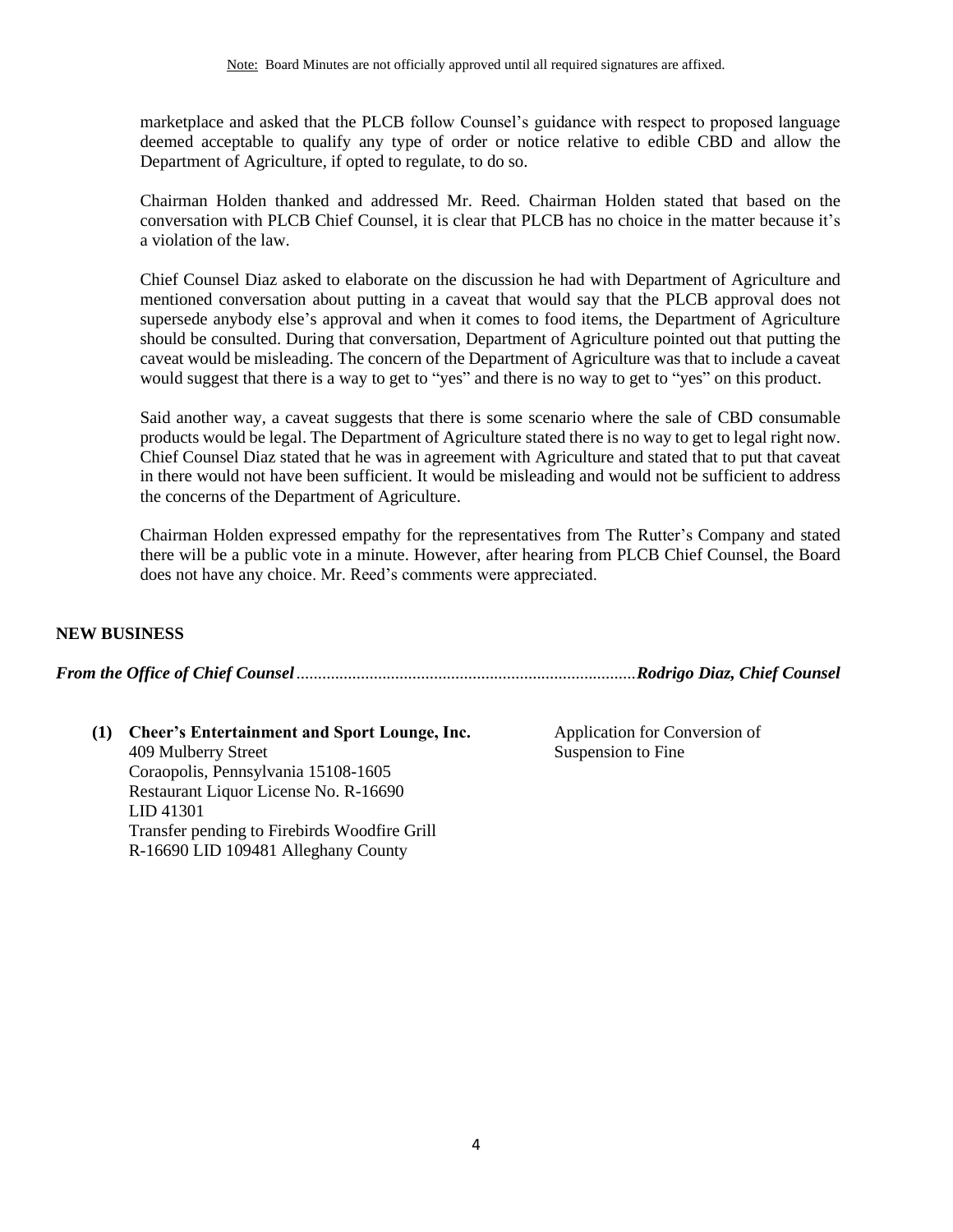marketplace and asked that the PLCB follow Counsel's guidance with respect to proposed language deemed acceptable to qualify any type of order or notice relative to edible CBD and allow the Department of Agriculture, if opted to regulate, to do so.

Chairman Holden thanked and addressed Mr. Reed. Chairman Holden stated that based on the conversation with PLCB Chief Counsel, it is clear that PLCB has no choice in the matter because it's a violation of the law.

Chief Counsel Diaz asked to elaborate on the discussion he had with Department of Agriculture and mentioned conversation about putting in a caveat that would say that the PLCB approval does not supersede anybody else's approval and when it comes to food items, the Department of Agriculture should be consulted. During that conversation, Department of Agriculture pointed out that putting the caveat would be misleading. The concern of the Department of Agriculture was that to include a caveat would suggest that there is a way to get to "yes" and there is no way to get to "yes" on this product.

Said another way, a caveat suggests that there is some scenario where the sale of CBD consumable products would be legal. The Department of Agriculture stated there is no way to get to legal right now. Chief Counsel Diaz stated that he was in agreement with Agriculture and stated that to put that caveat in there would not have been sufficient. It would be misleading and would not be sufficient to address the concerns of the Department of Agriculture.

Chairman Holden expressed empathy for the representatives from The Rutter's Company and stated there will be a public vote in a minute. However, after hearing from PLCB Chief Counsel, the Board does not have any choice. Mr. Reed's comments were appreciated.

## NEW BUSINESS

***From the Office of Chief Counsel*** ............................................................................***Rodrigo Diaz, Chief Counsel***

**(1) Cheer's Entertainment and Sport Lounge, Inc.**
409 Mulberry Street
Coraopolis, Pennsylvania 15108-1605
Restaurant Liquor License No. R-16690
LID 41301
Transfer pending to Firebirds Woodfire Grill
R-16690 LID 109481 Alleghany County

Application for Conversion of Suspension to Fine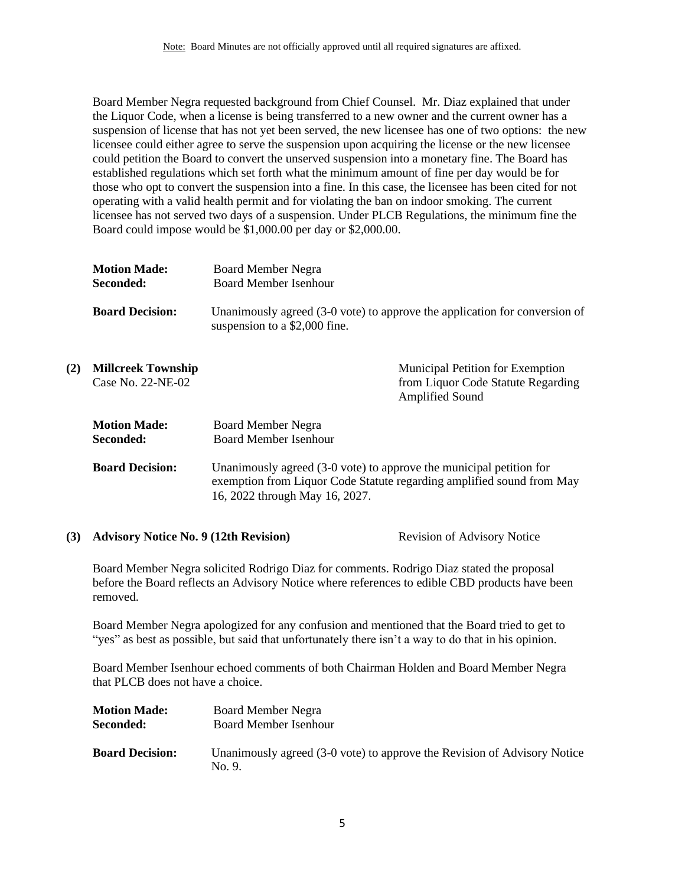Note: Board Minutes are not officially approved until all required signatures are affixed.

Board Member Negra requested background from Chief Counsel. Mr. Diaz explained that under the Liquor Code, when a license is being transferred to a new owner and the current owner has a suspension of license that has not yet been served, the new licensee has one of two options: the new licensee could either agree to serve the suspension upon acquiring the license or the new licensee could petition the Board to convert the unserved suspension into a monetary fine. The Board has established regulations which set forth what the minimum amount of fine per day would be for those who opt to convert the suspension into a fine. In this case, the licensee has been cited for not operating with a valid health permit and for violating the ban on indoor smoking. The current licensee has not served two days of a suspension. Under PLCB Regulations, the minimum fine the Board could impose would be $1,000.00 per day or $2,000.00.

**Motion Made:** Board Member Negra
**Seconded:** Board Member Isenhour

**Board Decision:** Unanimously agreed (3-0 vote) to approve the application for conversion of suspension to a $2,000 fine.

**(2) Millcreek Township**
Case No. 22-NE-02

Municipal Petition for Exemption from Liquor Code Statute Regarding Amplified Sound

**Motion Made:** Board Member Negra
**Seconded:** Board Member Isenhour

**Board Decision:** Unanimously agreed (3-0 vote) to approve the municipal petition for exemption from Liquor Code Statute regarding amplified sound from May 16, 2022 through May 16, 2027.

**(3) Advisory Notice No. 9 (12th Revision)**

Revision of Advisory Notice

Board Member Negra solicited Rodrigo Diaz for comments. Rodrigo Diaz stated the proposal before the Board reflects an Advisory Notice where references to edible CBD products have been removed.

Board Member Negra apologized for any confusion and mentioned that the Board tried to get to "yes" as best as possible, but said that unfortunately there isn't a way to do that in his opinion.

Board Member Isenhour echoed comments of both Chairman Holden and Board Member Negra that PLCB does not have a choice.

**Motion Made:** Board Member Negra
**Seconded:** Board Member Isenhour

**Board Decision:** Unanimously agreed (3-0 vote) to approve the Revision of Advisory Notice No. 9.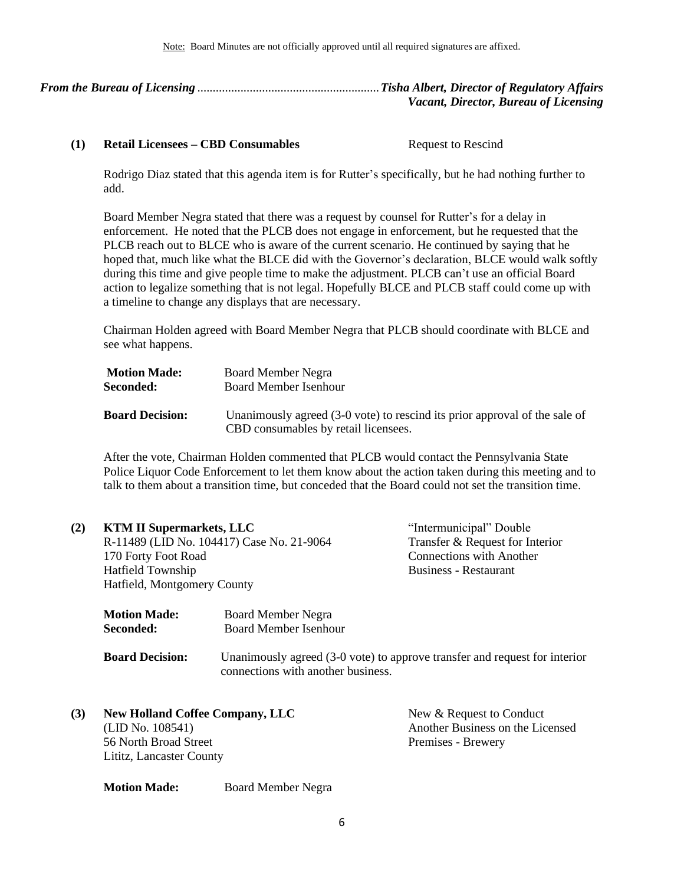Note: Board Minutes are not officially approved until all required signatures are affixed.

***From the Bureau of Licensing*** ........................................................... ***Tisha Albert, Director of Regulatory Affairs***
***Vacant, Director, Bureau of Licensing***

**(1) Retail Licensees – CBD Consumables** — Request to Rescind

Rodrigo Diaz stated that this agenda item is for Rutter's specifically, but he had nothing further to add.

Board Member Negra stated that there was a request by counsel for Rutter's for a delay in enforcement. He noted that the PLCB does not engage in enforcement, but he requested that the PLCB reach out to BLCE who is aware of the current scenario. He continued by saying that he hoped that, much like what the BLCE did with the Governor's declaration, BLCE would walk softly during this time and give people time to make the adjustment. PLCB can't use an official Board action to legalize something that is not legal. Hopefully BLCE and PLCB staff could come up with a timeline to change any displays that are necessary.

Chairman Holden agreed with Board Member Negra that PLCB should coordinate with BLCE and see what happens.

**Motion Made:** Board Member Negra
**Seconded:** Board Member Isenhour

**Board Decision:** Unanimously agreed (3-0 vote) to rescind its prior approval of the sale of CBD consumables by retail licensees.

After the vote, Chairman Holden commented that PLCB would contact the Pennsylvania State Police Liquor Code Enforcement to let them know about the action taken during this meeting and to talk to them about a transition time, but conceded that the Board could not set the transition time.

**(2) KTM II Supermarkets, LLC** — "Intermunicipal" Double Transfer & Request for Interior Connections with Another Business - Restaurant
R-11489 (LID No. 104417) Case No. 21-9064
170 Forty Foot Road
Hatfield Township
Hatfield, Montgomery County

**Motion Made:** Board Member Negra
**Seconded:** Board Member Isenhour

**Board Decision:** Unanimously agreed (3-0 vote) to approve transfer and request for interior connections with another business.

**(3) New Holland Coffee Company, LLC** — New & Request to Conduct Another Business on the Licensed Premises - Brewery
(LID No. 108541)
56 North Broad Street
Lititz, Lancaster County

**Motion Made:** Board Member Negra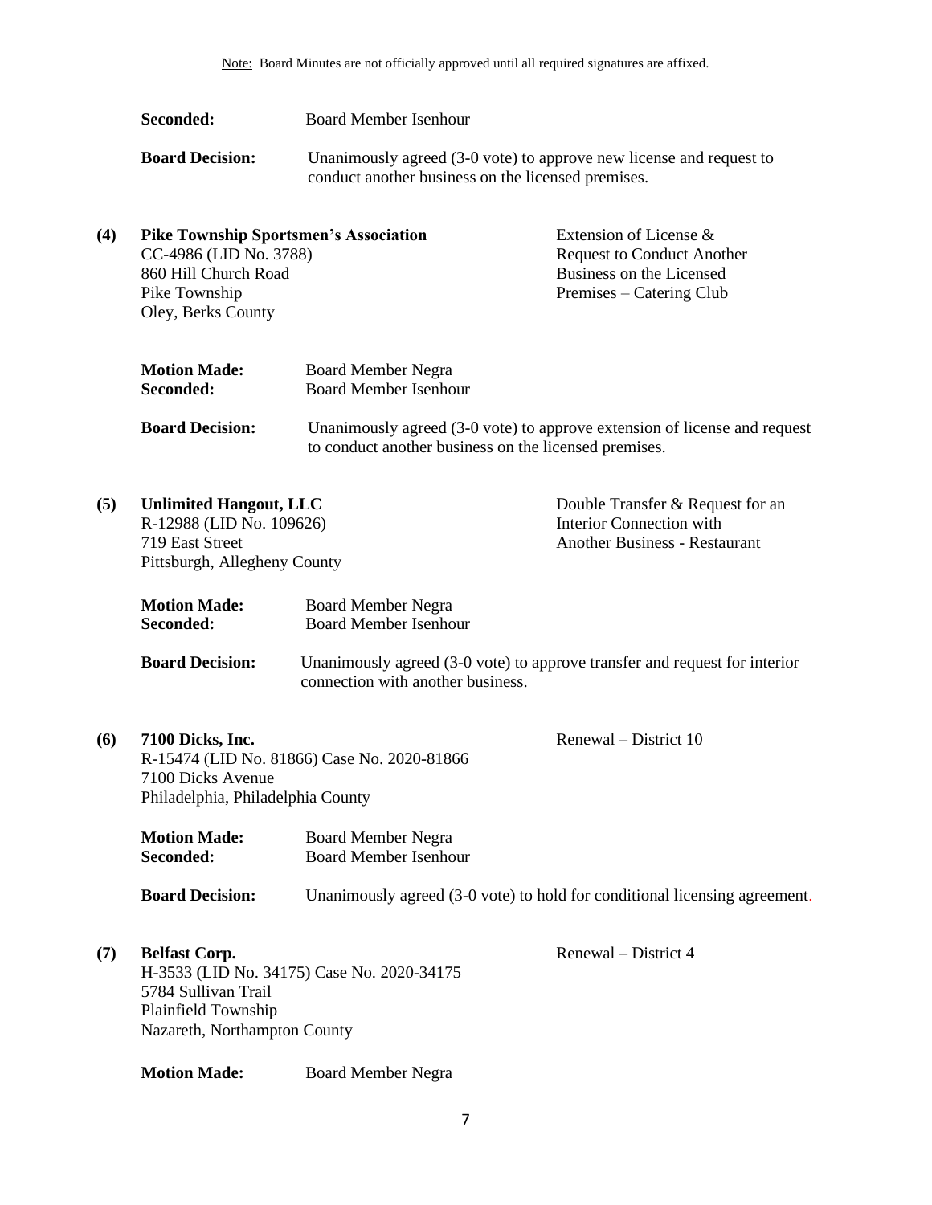Note: Board Minutes are not officially approved until all required signatures are affixed.

**Seconded:** Board Member Isenhour

**Board Decision:** Unanimously agreed (3-0 vote) to approve new license and request to conduct another business on the licensed premises.

**(4) Pike Township Sportsmen's Association**
CC-4986 (LID No. 3788)
860 Hill Church Road
Pike Township
Oley, Berks County

Extension of License & Request to Conduct Another Business on the Licensed Premises – Catering Club

**Motion Made:** Board Member Negra
**Seconded:** Board Member Isenhour

**Board Decision:** Unanimously agreed (3-0 vote) to approve extension of license and request to conduct another business on the licensed premises.

**(5) Unlimited Hangout, LLC**
R-12988 (LID No. 109626)
719 East Street
Pittsburgh, Allegheny County

Double Transfer & Request for an Interior Connection with Another Business - Restaurant

**Motion Made:** Board Member Negra
**Seconded:** Board Member Isenhour

**Board Decision:** Unanimously agreed (3-0 vote) to approve transfer and request for interior connection with another business.

**(6) 7100 Dicks, Inc.**
R-15474 (LID No. 81866) Case No. 2020-81866
7100 Dicks Avenue
Philadelphia, Philadelphia County

Renewal – District 10

**Motion Made:** Board Member Negra
**Seconded:** Board Member Isenhour

**Board Decision:** Unanimously agreed (3-0 vote) to hold for conditional licensing agreement.

**(7) Belfast Corp.**
H-3533 (LID No. 34175) Case No. 2020-34175
5784 Sullivan Trail
Plainfield Township
Nazareth, Northampton County

Renewal – District 4

**Motion Made:** Board Member Negra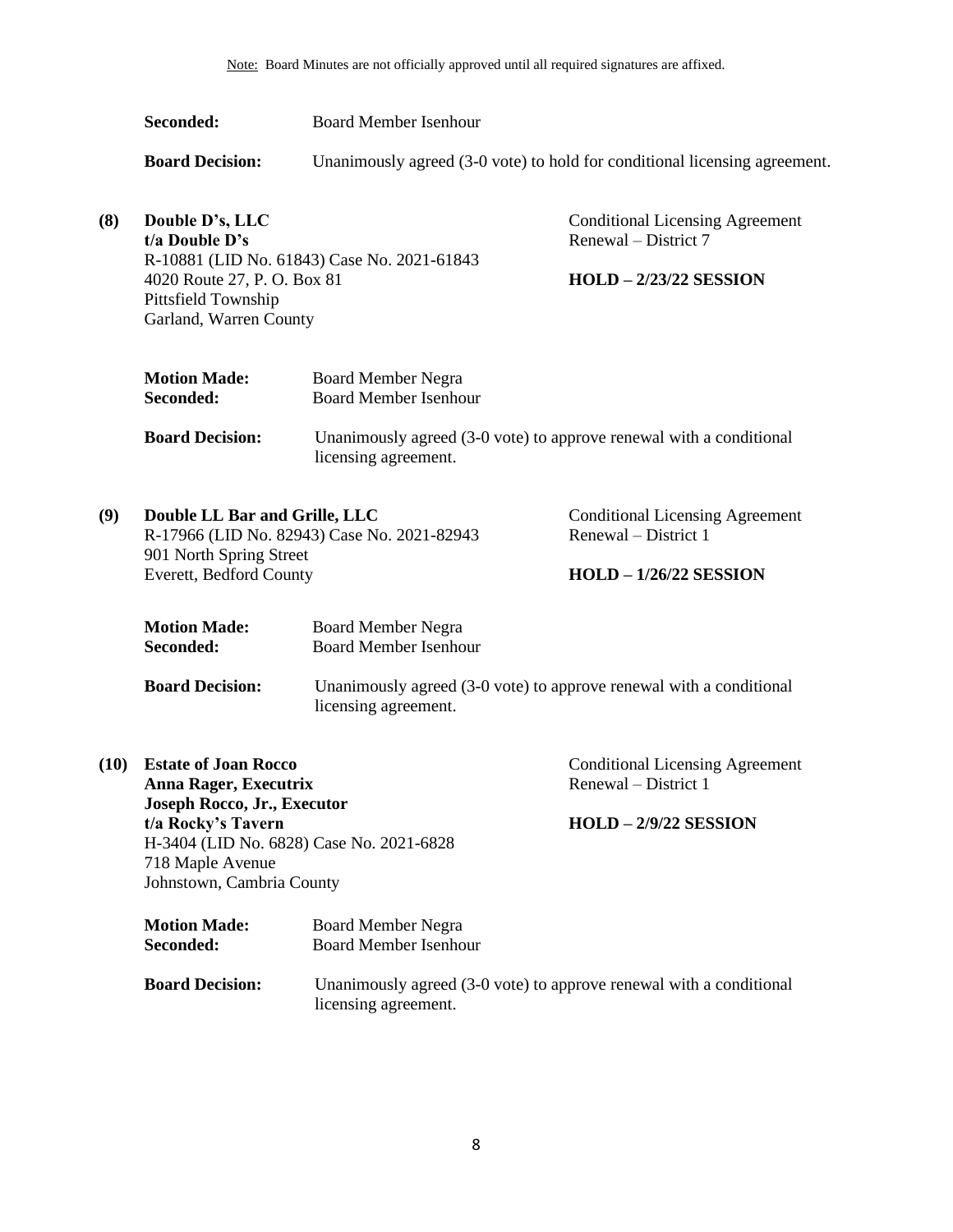Note: Board Minutes are not officially approved until all required signatures are affixed.

**Seconded:** Board Member Isenhour

**Board Decision:** Unanimously agreed (3-0 vote) to hold for conditional licensing agreement.

**(8) Double D's, LLC**
**t/a Double D's**
R-10881 (LID No. 61843) Case No. 2021-61843
4020 Route 27, P. O. Box 81
Pittsfield Township
Garland, Warren County

Conditional Licensing Agreement
Renewal – District 7

**HOLD – 2/23/22 SESSION**

**Motion Made:** Board Member Negra
**Seconded:** Board Member Isenhour

**Board Decision:** Unanimously agreed (3-0 vote) to approve renewal with a conditional licensing agreement.

**(9) Double LL Bar and Grille, LLC**
R-17966 (LID No. 82943) Case No. 2021-82943
901 North Spring Street
Everett, Bedford County

Conditional Licensing Agreement
Renewal – District 1

**HOLD – 1/26/22 SESSION**

**Motion Made:** Board Member Negra
**Seconded:** Board Member Isenhour

**Board Decision:** Unanimously agreed (3-0 vote) to approve renewal with a conditional licensing agreement.

**(10) Estate of Joan Rocco**
**Anna Rager, Executrix**
**Joseph Rocco, Jr., Executor**
**t/a Rocky's Tavern**
H-3404 (LID No. 6828) Case No. 2021-6828
718 Maple Avenue
Johnstown, Cambria County

Conditional Licensing Agreement
Renewal – District 1

**HOLD – 2/9/22 SESSION**

**Motion Made:** Board Member Negra
**Seconded:** Board Member Isenhour

**Board Decision:** Unanimously agreed (3-0 vote) to approve renewal with a conditional licensing agreement.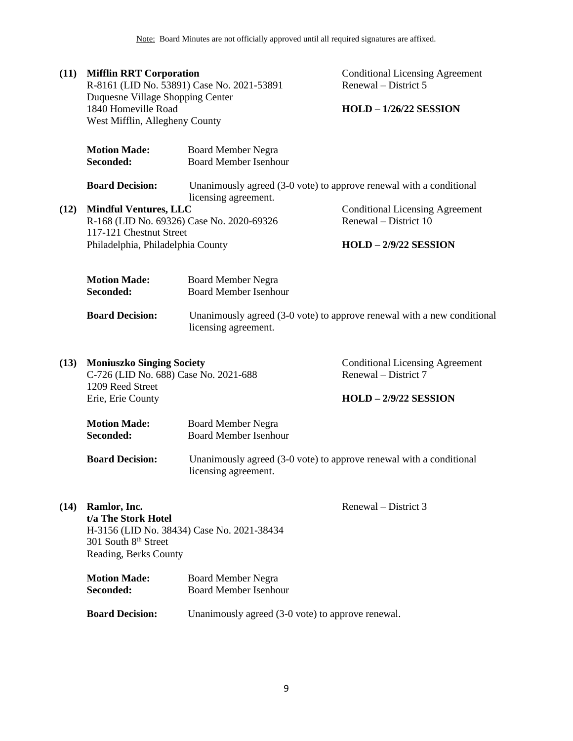Note: Board Minutes are not officially approved until all required signatures are affixed.

**(11) Mifflin RRT Corporation**
R-8161 (LID No. 53891) Case No. 2021-53891
Duquesne Village Shopping Center
1840 Homeville Road
West Mifflin, Allegheny County

Conditional Licensing Agreement
Renewal – District 5

**HOLD – 1/26/22 SESSION**

**Motion Made:** Board Member Negra
**Seconded:** Board Member Isenhour

**Board Decision:** Unanimously agreed (3-0 vote) to approve renewal with a conditional licensing agreement.

**(12) Mindful Ventures, LLC**
R-168 (LID No. 69326) Case No. 2020-69326
117-121 Chestnut Street
Philadelphia, Philadelphia County

Conditional Licensing Agreement
Renewal – District 10

**HOLD – 2/9/22 SESSION**

**Motion Made:** Board Member Negra
**Seconded:** Board Member Isenhour

**Board Decision:** Unanimously agreed (3-0 vote) to approve renewal with a new conditional licensing agreement.

**(13) Moniuszko Singing Society**
C-726 (LID No. 688) Case No. 2021-688
1209 Reed Street
Erie, Erie County

Conditional Licensing Agreement
Renewal – District 7

**HOLD – 2/9/22 SESSION**

**Motion Made:** Board Member Negra
**Seconded:** Board Member Isenhour

**Board Decision:** Unanimously agreed (3-0 vote) to approve renewal with a conditional licensing agreement.

**(14) Ramlor, Inc.**
**t/a The Stork Hotel**
H-3156 (LID No. 38434) Case No. 2021-38434
301 South 8th Street
Reading, Berks County

Renewal – District 3

**Motion Made:** Board Member Negra
**Seconded:** Board Member Isenhour

**Board Decision:** Unanimously agreed (3-0 vote) to approve renewal.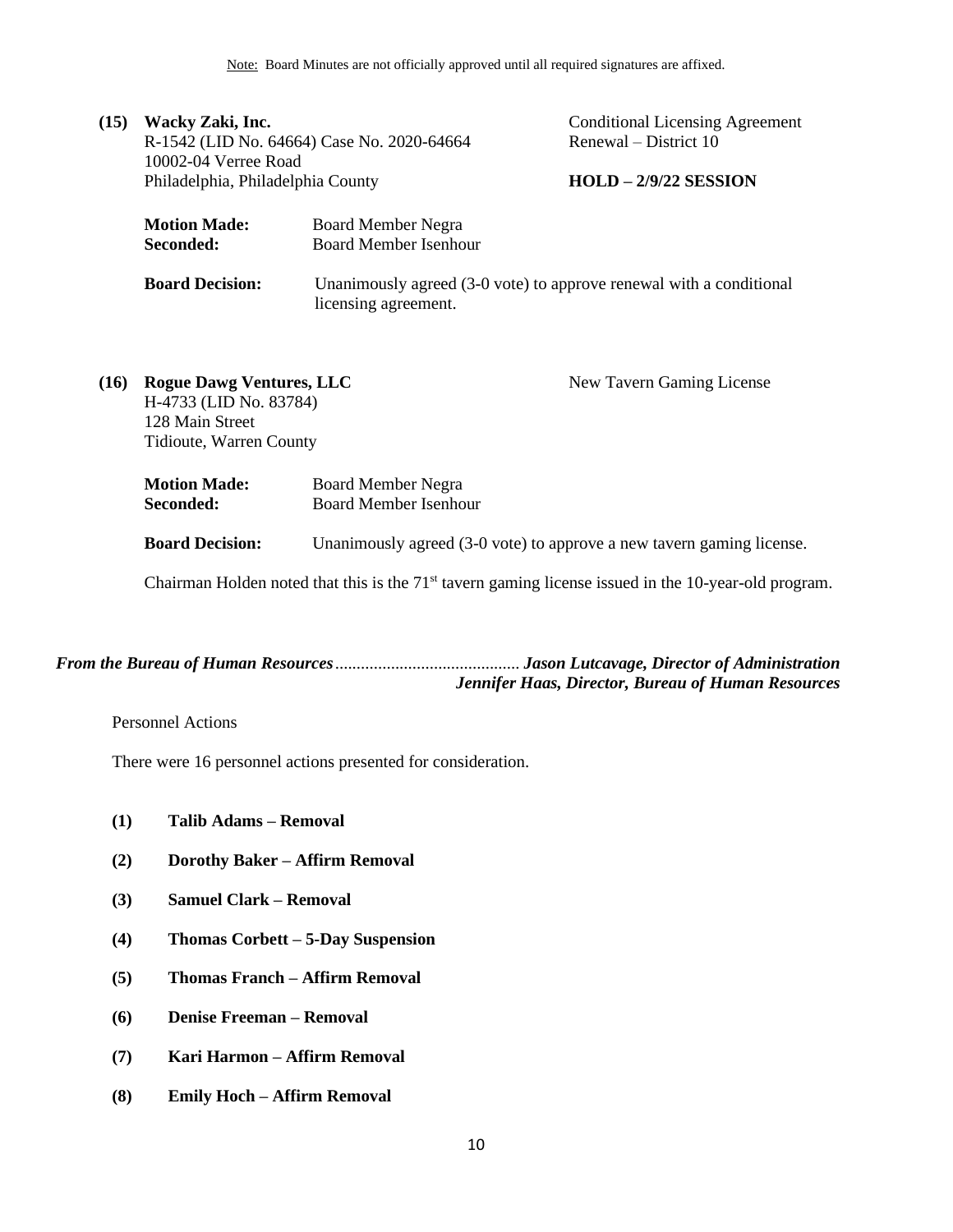Note: Board Minutes are not officially approved until all required signatures are affixed.

**(15) Wacky Zaki, Inc.**
R-1542 (LID No. 64664) Case No. 2020-64664
10002-04 Verree Road
Philadelphia, Philadelphia County

Conditional Licensing Agreement
Renewal – District 10

**HOLD – 2/9/22 SESSION**

**Motion Made:** Board Member Negra
**Seconded:** Board Member Isenhour

**Board Decision:** Unanimously agreed (3-0 vote) to approve renewal with a conditional licensing agreement.

**(16) Rogue Dawg Ventures, LLC**
H-4733 (LID No. 83784)
128 Main Street
Tidioute, Warren County

New Tavern Gaming License

**Motion Made:** Board Member Negra
**Seconded:** Board Member Isenhour

**Board Decision:** Unanimously agreed (3-0 vote) to approve a new tavern gaming license.

Chairman Holden noted that this is the 71st tavern gaming license issued in the 10-year-old program.

***From the Bureau of Human Resources*** .......................................... ***Jason Lutcavage, Director of Administration***
***Jennifer Haas, Director, Bureau of Human Resources***

Personnel Actions

There were 16 personnel actions presented for consideration.

**(1) Talib Adams – Removal**

**(2) Dorothy Baker – Affirm Removal**

**(3) Samuel Clark – Removal**

**(4) Thomas Corbett – 5-Day Suspension**

**(5) Thomas Franch – Affirm Removal**

**(6) Denise Freeman – Removal**

**(7) Kari Harmon – Affirm Removal**

**(8) Emily Hoch – Affirm Removal**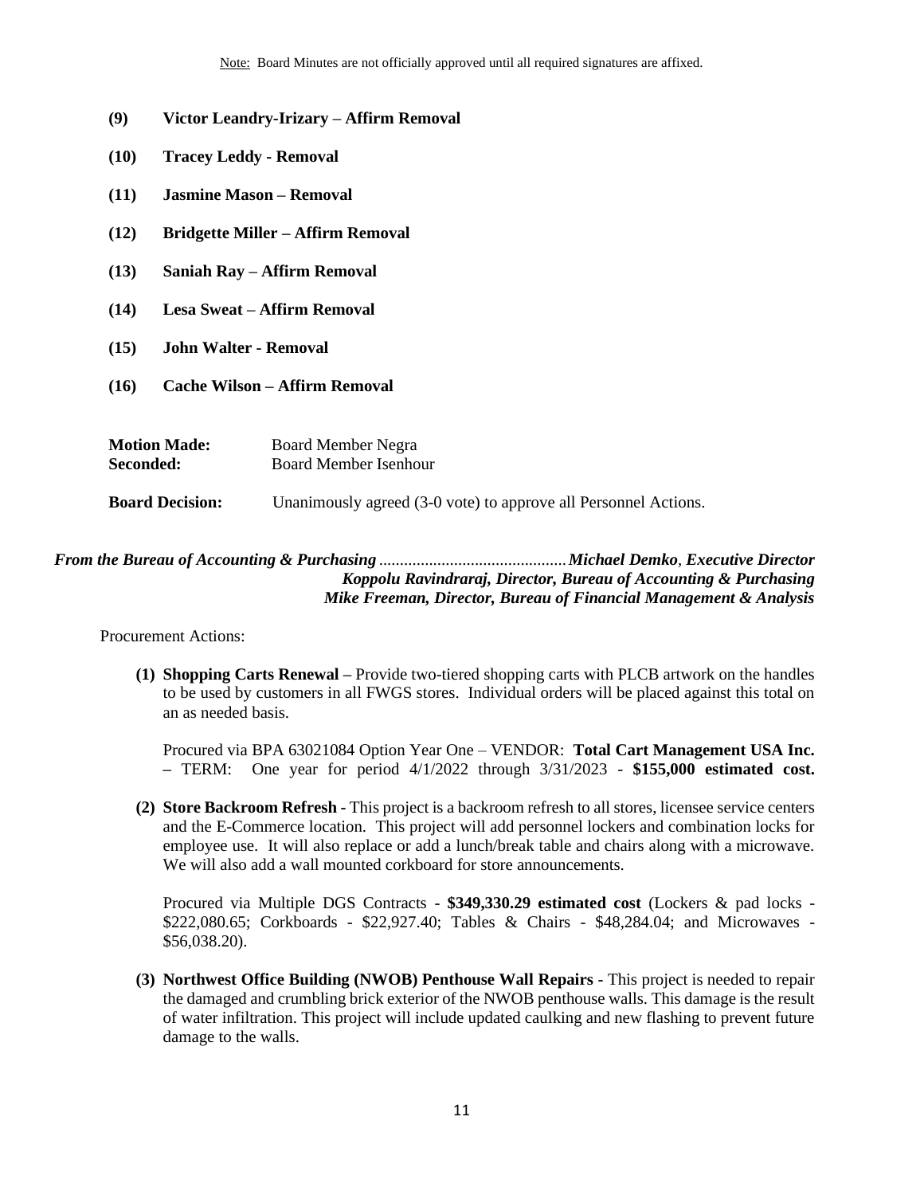Note: Board Minutes are not officially approved until all required signatures are affixed.

**(9) Victor Leandry-Irizary – Affirm Removal**

**(10) Tracey Leddy - Removal**

**(11) Jasmine Mason – Removal**

**(12) Bridgette Miller – Affirm Removal**

**(13) Saniah Ray – Affirm Removal**

**(14) Lesa Sweat – Affirm Removal**

**(15) John Walter - Removal**

**(16) Cache Wilson – Affirm Removal**

**Motion Made:** Board Member Negra
**Seconded:** Board Member Isenhour

**Board Decision:** Unanimously agreed (3-0 vote) to approve all Personnel Actions.

***From the Bureau of Accounting & Purchasing*** ............................................ ***Michael Demko**, Executive Director*
***Koppolu Ravindraraj, Director, Bureau of Accounting & Purchasing***
***Mike Freeman, Director, Bureau of Financial Management & Analysis***

Procurement Actions:

**(1) Shopping Carts Renewal –** Provide two-tiered shopping carts with PLCB artwork on the handles to be used by customers in all FWGS stores. Individual orders will be placed against this total on an as needed basis.

Procured via BPA 63021084 Option Year One – VENDOR: **Total Cart Management USA Inc.** – TERM: One year for period 4/1/2022 through 3/31/2023 - **$155,000 estimated cost.**

**(2) Store Backroom Refresh -** This project is a backroom refresh to all stores, licensee service centers and the E-Commerce location. This project will add personnel lockers and combination locks for employee use. It will also replace or add a lunch/break table and chairs along with a microwave. We will also add a wall mounted corkboard for store announcements.

Procured via Multiple DGS Contracts - **$349,330.29 estimated cost** (Lockers & pad locks - $222,080.65; Corkboards - $22,927.40; Tables & Chairs - $48,284.04; and Microwaves - $56,038.20).

**(3) Northwest Office Building (NWOB) Penthouse Wall Repairs -** This project is needed to repair the damaged and crumbling brick exterior of the NWOB penthouse walls. This damage is the result of water infiltration. This project will include updated caulking and new flashing to prevent future damage to the walls.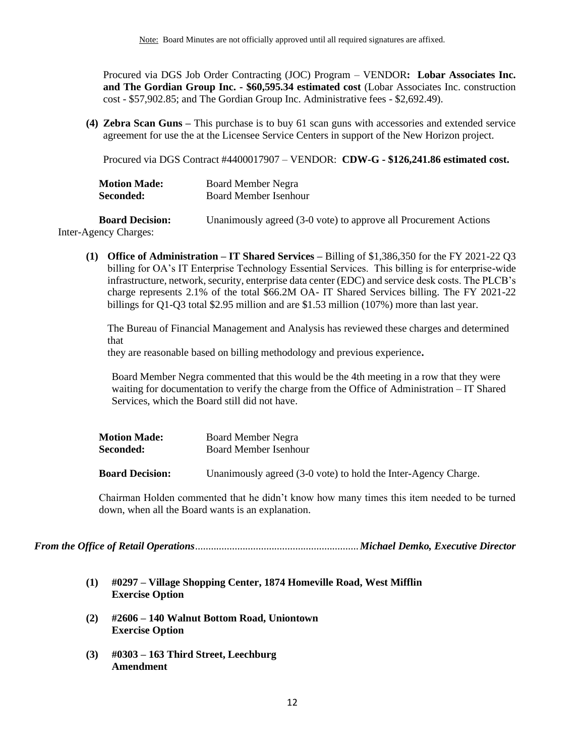Note: Board Minutes are not officially approved until all required signatures are affixed.

Procured via DGS Job Order Contracting (JOC) Program – VENDOR**: Lobar Associates Inc. and The Gordian Group Inc. - $60,595.34 estimated cost** (Lobar Associates Inc. construction cost - $57,902.85; and The Gordian Group Inc. Administrative fees - $2,692.49).

**(4) Zebra Scan Guns –** This purchase is to buy 61 scan guns with accessories and extended service agreement for use the at the Licensee Service Centers in support of the New Horizon project.

Procured via DGS Contract #4400017907 – VENDOR: **CDW-G - $126,241.86 estimated cost.**

**Motion Made:** Board Member Negra
**Seconded:** Board Member Isenhour

**Board Decision:** Unanimously agreed (3-0 vote) to approve all Procurement Actions

Inter-Agency Charges:

**(1) Office of Administration – IT Shared Services –** Billing of $1,386,350 for the FY 2021-22 Q3 billing for OA's IT Enterprise Technology Essential Services. This billing is for enterprise-wide infrastructure, network, security, enterprise data center (EDC) and service desk costs. The PLCB's charge represents 2.1% of the total $66.2M OA- IT Shared Services billing. The FY 2021-22 billings for Q1-Q3 total $2.95 million and are $1.53 million (107%) more than last year.

The Bureau of Financial Management and Analysis has reviewed these charges and determined that
they are reasonable based on billing methodology and previous experience**.**

Board Member Negra commented that this would be the 4th meeting in a row that they were waiting for documentation to verify the charge from the Office of Administration – IT Shared Services, which the Board still did not have.

**Motion Made:** Board Member Negra
**Seconded:** Board Member Isenhour

**Board Decision:** Unanimously agreed (3-0 vote) to hold the Inter-Agency Charge.

Chairman Holden commented that he didn't know how many times this item needed to be turned down, when all the Board wants is an explanation.

***From the Office of Retail Operations*.............................................................*Michael Demko, Executive Director***

**(1) #0297 – Village Shopping Center, 1874 Homeville Road, West Mifflin
Exercise Option**

**(2) #2606 – 140 Walnut Bottom Road, Uniontown
Exercise Option**

**(3) #0303 – 163 Third Street, Leechburg
Amendment**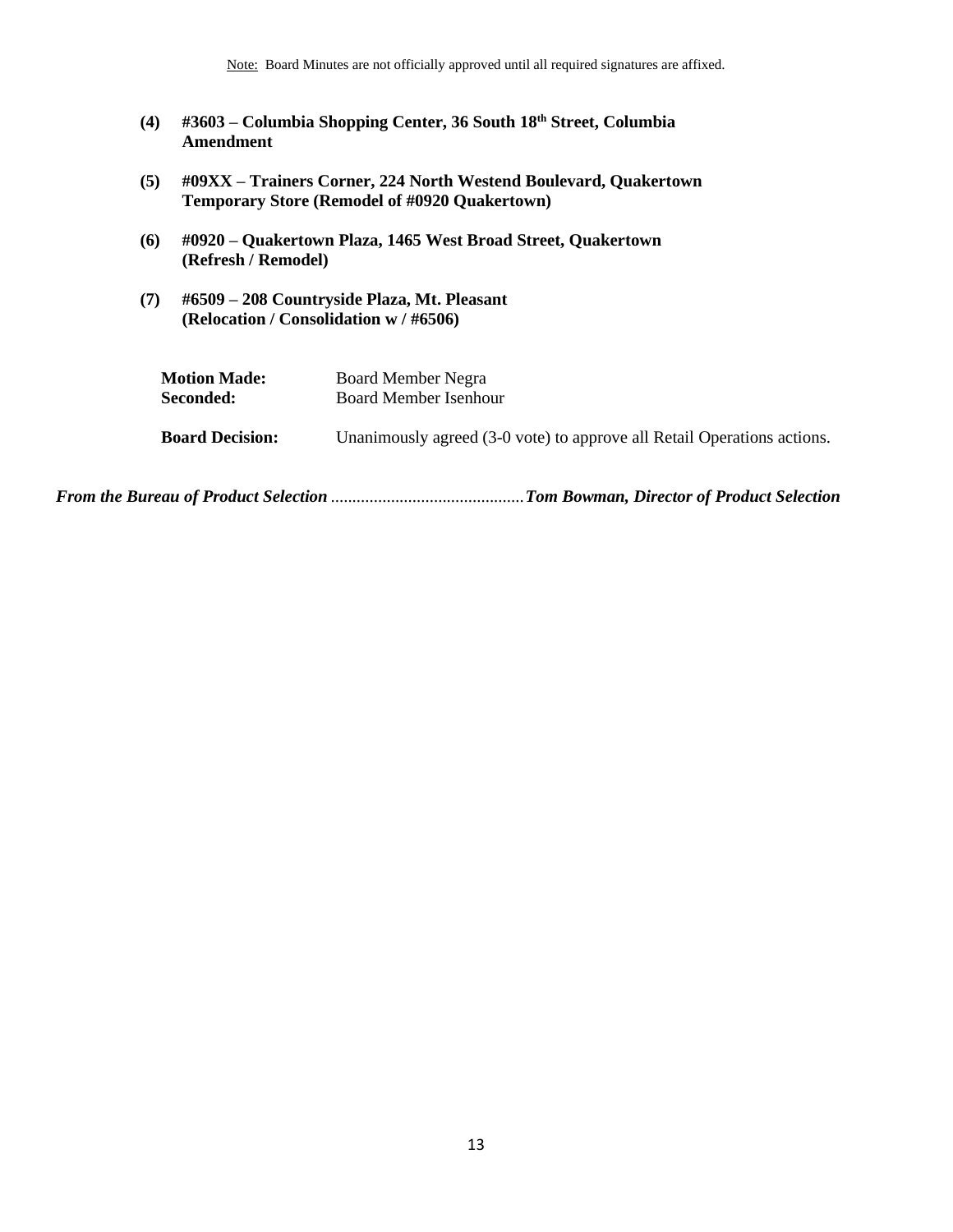Note: Board Minutes are not officially approved until all required signatures are affixed.

**(4) #3603 – Columbia Shopping Center, 36 South 18th Street, Columbia**
**Amendment**

**(5) #09XX – Trainers Corner, 224 North Westend Boulevard, Quakertown**
**Temporary Store (Remodel of #0920 Quakertown)**

**(6) #0920 – Quakertown Plaza, 1465 West Broad Street, Quakertown**
**(Refresh / Remodel)**

**(7) #6509 – 208 Countryside Plaza, Mt. Pleasant**
**(Relocation / Consolidation w / #6506)**

**Motion Made:** Board Member Negra
**Seconded:** Board Member Isenhour

**Board Decision:** Unanimously agreed (3-0 vote) to approve all Retail Operations actions.

***From the Bureau of Product Selection ............................................ Tom Bowman, Director of Product Selection***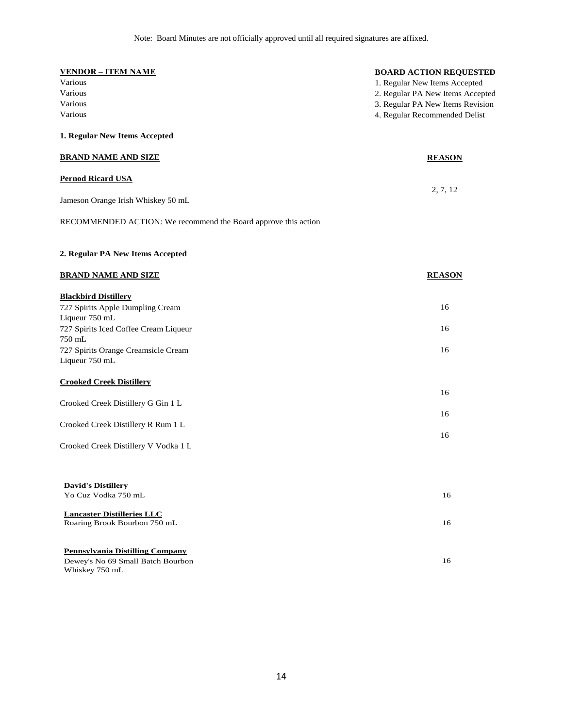Note: Board Minutes are not officially approved until all required signatures are affixed.

| VENDOR – ITEM NAME | BOARD ACTION REQUESTED |
|---|---|
| Various | 1. Regular New Items Accepted |
| Various | 2. Regular PA New Items Accepted |
| Various | 3. Regular PA New Items Revision |
| Various | 4. Regular Recommended Delist |

**1. Regular New Items Accepted**

| BRAND NAME AND SIZE | REASON |
|---|---|
| **Pernod Ricard USA** | |
| Jameson Orange Irish Whiskey 50 mL | 2, 7, 12 |

RECOMMENDED ACTION: We recommend the Board approve this action

**2. Regular PA New Items Accepted**

| BRAND NAME AND SIZE | REASON |
|---|---|
| **Blackbird Distillery** | |
| 727 Spirits Apple Dumpling Cream Liqueur 750 mL | 16 |
| 727 Spirits Iced Coffee Cream Liqueur 750 mL | 16 |
| 727 Spirits Orange Creamsicle Cream Liqueur 750 mL | 16 |
| **Crooked Creek Distillery** | |
| Crooked Creek Distillery G Gin 1 L | 16 |
| Crooked Creek Distillery R Rum 1 L | 16 |
| Crooked Creek Distillery V Vodka 1 L | 16 |
| **David's Distillery** | |
| Yo Cuz Vodka 750 mL | 16 |
| **Lancaster Distilleries LLC** | |
| Roaring Brook Bourbon 750 mL | 16 |
| **Pennsylvania Distilling Company** | |
| Dewey's No 69 Small Batch Bourbon Whiskey 750 mL | 16 |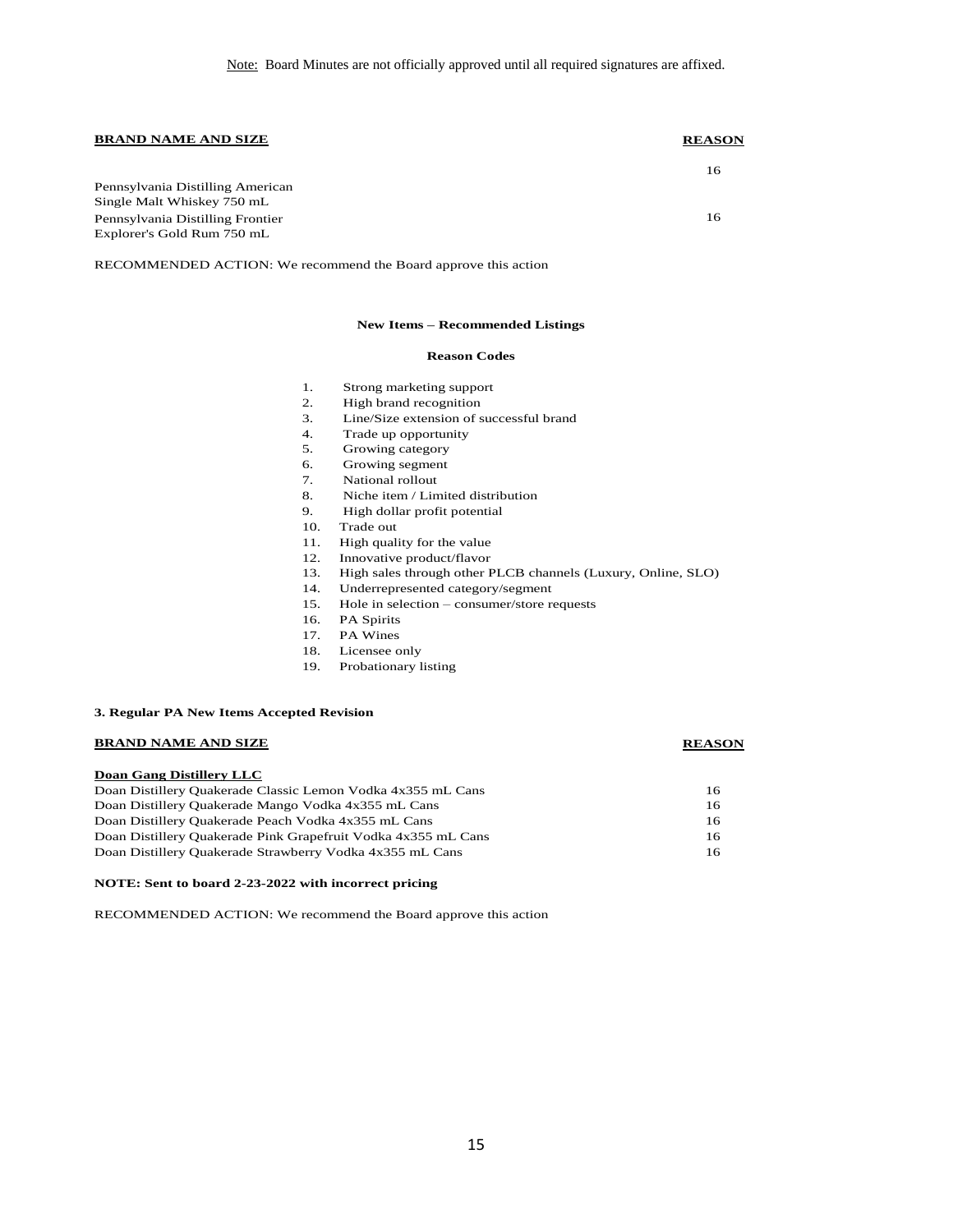Note: Board Minutes are not officially approved until all required signatures are affixed.

| BRAND NAME AND SIZE | REASON |
| --- | --- |
| Pennsylvania Distilling American Single Malt Whiskey 750 mL | 16 |
| Pennsylvania Distilling Frontier Explorer's Gold Rum 750 mL | 16 |

RECOMMENDED ACTION: We recommend the Board approve this action

**New Items – Recommended Listings**

**Reason Codes**

1. Strong marketing support
2. High brand recognition
3. Line/Size extension of successful brand
4. Trade up opportunity
5. Growing category
6. Growing segment
7. National rollout
8. Niche item / Limited distribution
9. High dollar profit potential
10. Trade out
11. High quality for the value
12. Innovative product/flavor
13. High sales through other PLCB channels (Luxury, Online, SLO)
14. Underrepresented category/segment
15. Hole in selection – consumer/store requests
16. PA Spirits
17. PA Wines
18. Licensee only
19. Probationary listing

**3. Regular PA New Items Accepted Revision**

| BRAND NAME AND SIZE | REASON |
| --- | --- |
| **Doan Gang Distillery LLC** | |
| Doan Distillery Quakerade Classic Lemon Vodka 4x355 mL Cans | 16 |
| Doan Distillery Quakerade Mango Vodka 4x355 mL Cans | 16 |
| Doan Distillery Quakerade Peach Vodka 4x355 mL Cans | 16 |
| Doan Distillery Quakerade Pink Grapefruit Vodka 4x355 mL Cans | 16 |
| Doan Distillery Quakerade Strawberry Vodka 4x355 mL Cans | 16 |

**NOTE: Sent to board 2-23-2022 with incorrect pricing**

RECOMMENDED ACTION: We recommend the Board approve this action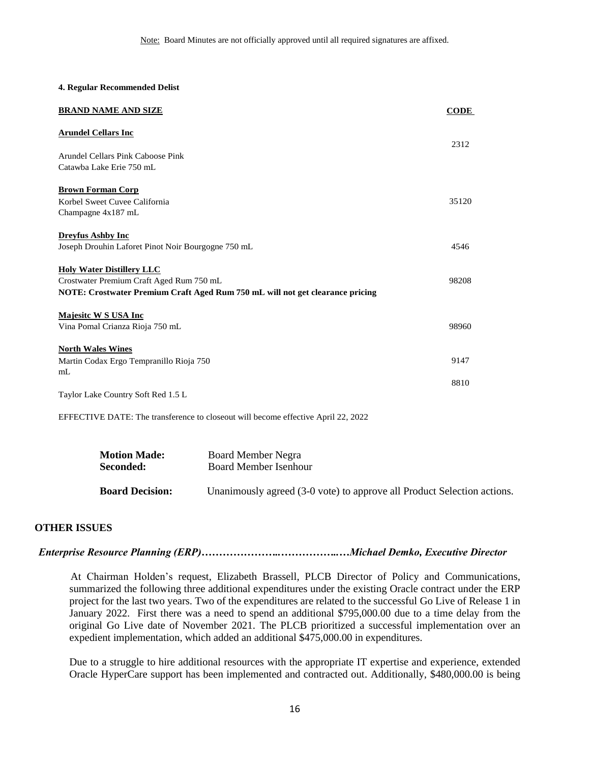Note: Board Minutes are not officially approved until all required signatures are affixed.

**4. Regular Recommended Delist**

| BRAND NAME AND SIZE | CODE |
|---|---|
| **Arundel Cellars Inc** | |
| Arundel Cellars Pink Caboose Pink Catawba Lake Erie 750 mL | 2312 |
| **Brown Forman Corp** | |
| Korbel Sweet Cuvee California Champagne 4x187 mL | 35120 |
| **Dreyfus Ashby Inc** | |
| Joseph Drouhin Laforet Pinot Noir Bourgogne 750 mL | 4546 |
| **Holy Water Distillery LLC** | |
| Crostwater Premium Craft Aged Rum 750 mL | 98208 |
| **NOTE: Crostwater Premium Craft Aged Rum 750 mL will not get clearance pricing** | |
| **Majesitc W S USA Inc** | |
| Vina Pomal Crianza Rioja 750 mL | 98960 |
| **North Wales Wines** | |
| Martin Codax Ergo Tempranillo Rioja 750 mL | 9147 |
| Taylor Lake Country Soft Red 1.5 L | 8810 |

EFFECTIVE DATE: The transference to closeout will become effective April 22, 2022

**Motion Made:** Board Member Negra
**Seconded:** Board Member Isenhour

**Board Decision:** Unanimously agreed (3-0 vote) to approve all Product Selection actions.

## OTHER ISSUES

***Enterprise Resource Planning (ERP)…………………..……………..….Michael Demko, Executive Director***

At Chairman Holden's request, Elizabeth Brassell, PLCB Director of Policy and Communications, summarized the following three additional expenditures under the existing Oracle contract under the ERP project for the last two years. Two of the expenditures are related to the successful Go Live of Release 1 in January 2022. First there was a need to spend an additional $795,000.00 due to a time delay from the original Go Live date of November 2021. The PLCB prioritized a successful implementation over an expedient implementation, which added an additional $475,000.00 in expenditures.

Due to a struggle to hire additional resources with the appropriate IT expertise and experience, extended Oracle HyperCare support has been implemented and contracted out. Additionally, $480,000.00 is being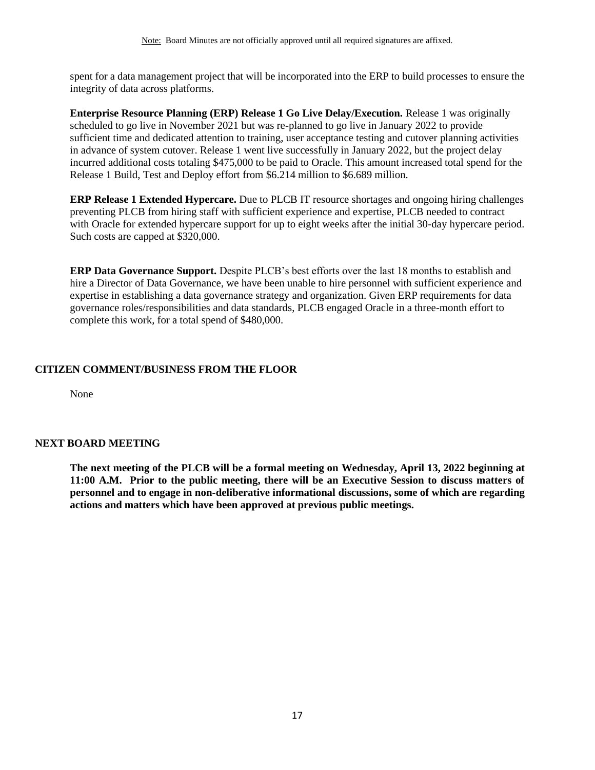spent for a data management project that will be incorporated into the ERP to build processes to ensure the integrity of data across platforms.

**Enterprise Resource Planning (ERP) Release 1 Go Live Delay/Execution.** Release 1 was originally scheduled to go live in November 2021 but was re-planned to go live in January 2022 to provide sufficient time and dedicated attention to training, user acceptance testing and cutover planning activities in advance of system cutover. Release 1 went live successfully in January 2022, but the project delay incurred additional costs totaling $475,000 to be paid to Oracle. This amount increased total spend for the Release 1 Build, Test and Deploy effort from $6.214 million to $6.689 million.

**ERP Release 1 Extended Hypercare.** Due to PLCB IT resource shortages and ongoing hiring challenges preventing PLCB from hiring staff with sufficient experience and expertise, PLCB needed to contract with Oracle for extended hypercare support for up to eight weeks after the initial 30-day hypercare period. Such costs are capped at $320,000.

**ERP Data Governance Support.** Despite PLCB's best efforts over the last 18 months to establish and hire a Director of Data Governance, we have been unable to hire personnel with sufficient experience and expertise in establishing a data governance strategy and organization. Given ERP requirements for data governance roles/responsibilities and data standards, PLCB engaged Oracle in a three-month effort to complete this work, for a total spend of $480,000.

## CITIZEN COMMENT/BUSINESS FROM THE FLOOR

None

## NEXT BOARD MEETING

**The next meeting of the PLCB will be a formal meeting on Wednesday, April 13, 2022 beginning at 11:00 A.M. Prior to the public meeting, there will be an Executive Session to discuss matters of personnel and to engage in non-deliberative informational discussions, some of which are regarding actions and matters which have been approved at previous public meetings.**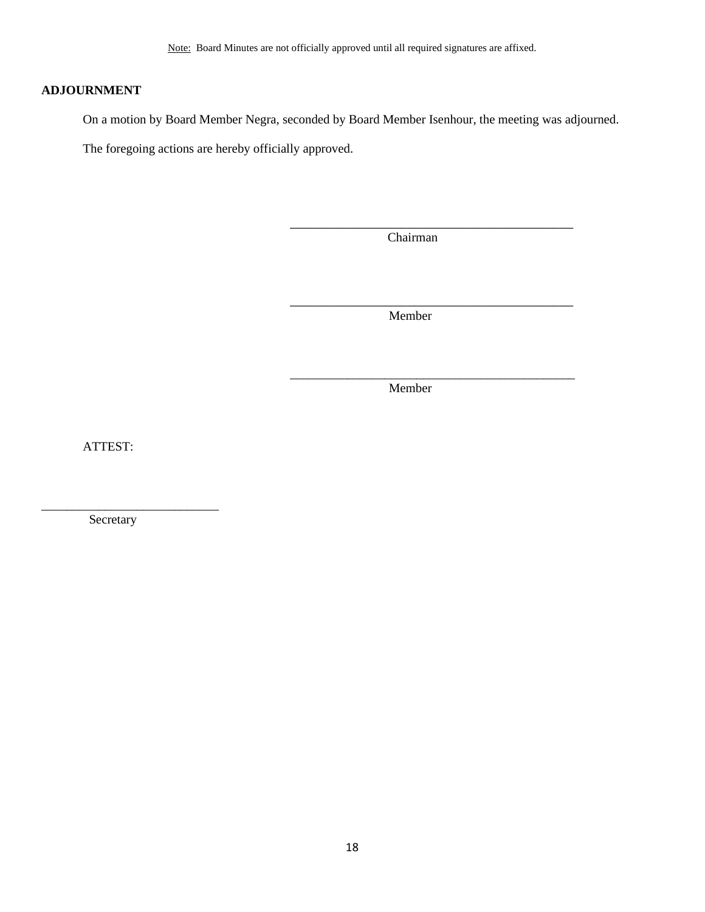Note: Board Minutes are not officially approved until all required signatures are affixed.

**ADJOURNMENT**

On a motion by Board Member Negra, seconded by Board Member Isenhour, the meeting was adjourned.

The foregoing actions are hereby officially approved.

\_\_\_\_\_\_\_\_\_\_\_\_\_\_\_\_\_\_\_\_\_\_\_\_\_\_\_\_\_\_\_\_\_\_\_\_\_\_\_\_\_\_\_\_
Chairman

\_\_\_\_\_\_\_\_\_\_\_\_\_\_\_\_\_\_\_\_\_\_\_\_\_\_\_\_\_\_\_\_\_\_\_\_\_\_\_\_\_\_\_\_
Member

\_\_\_\_\_\_\_\_\_\_\_\_\_\_\_\_\_\_\_\_\_\_\_\_\_\_\_\_\_\_\_\_\_\_\_\_\_\_\_\_\_\_\_\_
Member

ATTEST:

\_\_\_\_\_\_\_\_\_\_\_\_\_\_\_\_\_\_\_\_\_\_\_\_\_\_\_\_
Secretary